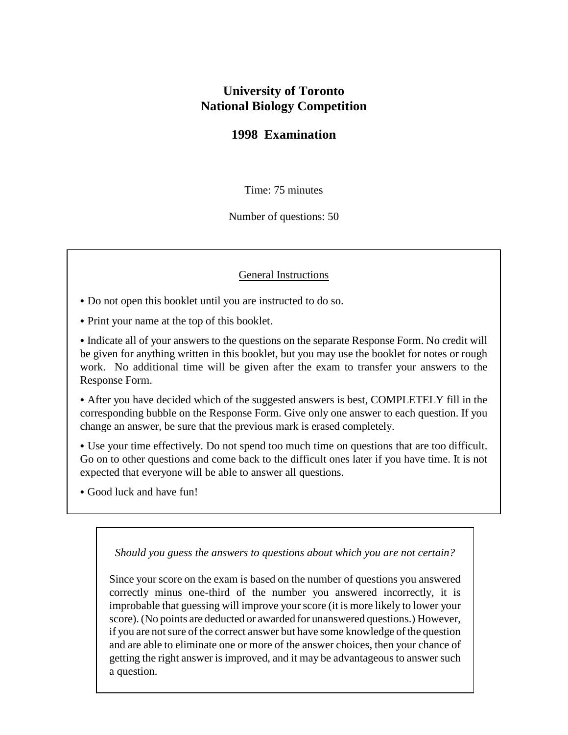# University of Toronto
# National Biology Competition

## 1998 Examination

Time: 75 minutes

Number of questions: 50

<u>General Instructions</u>

- Do not open this booklet until you are instructed to do so.
- Print your name at the top of this booklet.
- Indicate all of your answers to the questions on the separate Response Form. No credit will be given for anything written in this booklet, but you may use the booklet for notes or rough work. No additional time will be given after the exam to transfer your answers to the Response Form.
- After you have decided which of the suggested answers is best, COMPLETELY fill in the corresponding bubble on the Response Form. Give only one answer to each question. If you change an answer, be sure that the previous mark is erased completely.
- Use your time effectively. Do not spend too much time on questions that are too difficult. Go on to other questions and come back to the difficult ones later if you have time. It is not expected that everyone will be able to answer all questions.
- Good luck and have fun!

*Should you guess the answers to questions about which you are not certain?*

Since your score on the exam is based on the number of questions you answered correctly <u>minus</u> one-third of the number you answered incorrectly, it is improbable that guessing will improve your score (it is more likely to lower your score). (No points are deducted or awarded for unanswered questions.) However, if you are not sure of the correct answer but have some knowledge of the question and are able to eliminate one or more of the answer choices, then your chance of getting the right answer is improved, and it may be advantageous to answer such a question.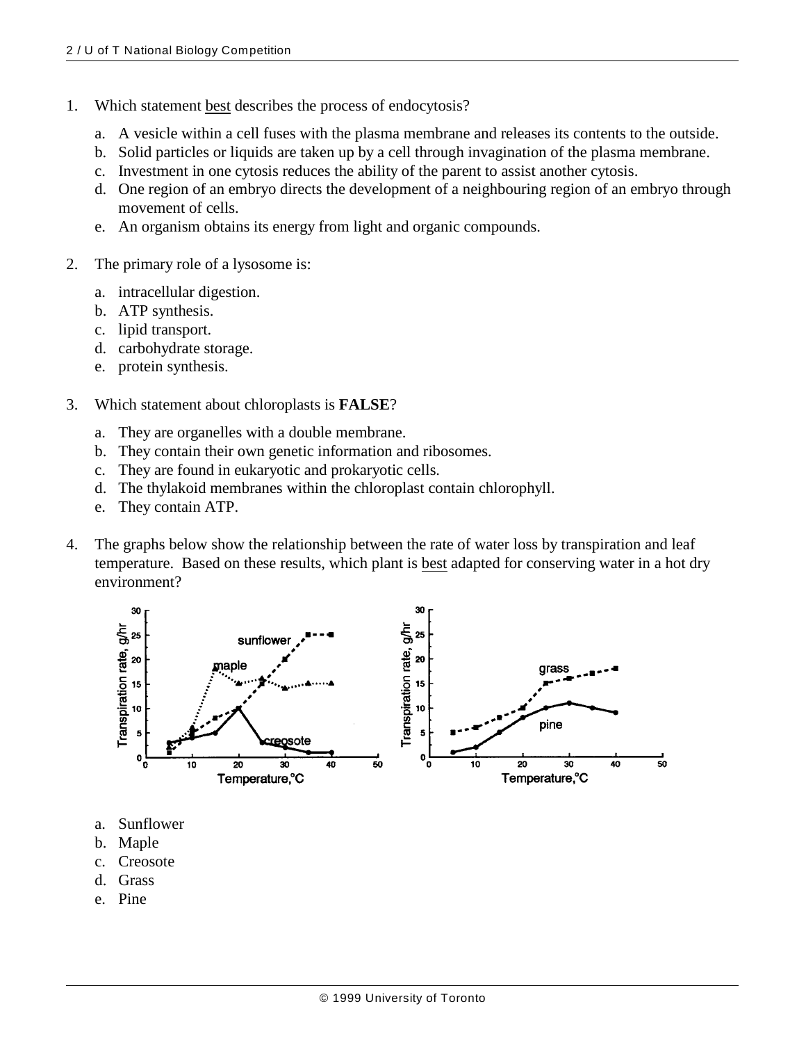1. Which statement best describes the process of endocytosis?

   a. A vesicle within a cell fuses with the plasma membrane and releases its contents to the outside.
   b. Solid particles or liquids are taken up by a cell through invagination of the plasma membrane.
   c. Investment in one cytosis reduces the ability of the parent to assist another cytosis.
   d. One region of an embryo directs the development of a neighbouring region of an embryo through movement of cells.
   e. An organism obtains its energy from light and organic compounds.

2. The primary role of a lysosome is:

   a. intracellular digestion.
   b. ATP synthesis.
   c. lipid transport.
   d. carbohydrate storage.
   e. protein synthesis.

3. Which statement about chloroplasts is **FALSE**?

   a. They are organelles with a double membrane.
   b. They contain their own genetic information and ribosomes.
   c. They are found in eukaryotic and prokaryotic cells.
   d. The thylakoid membranes within the chloroplast contain chlorophyll.
   e. They contain ATP.

4. The graphs below show the relationship between the rate of water loss by transpiration and leaf temperature. Based on these results, which plant is best adapted for conserving water in a hot dry environment?

   a. Sunflower
   b. Maple
   c. Creosote
   d. Grass
   e. Pine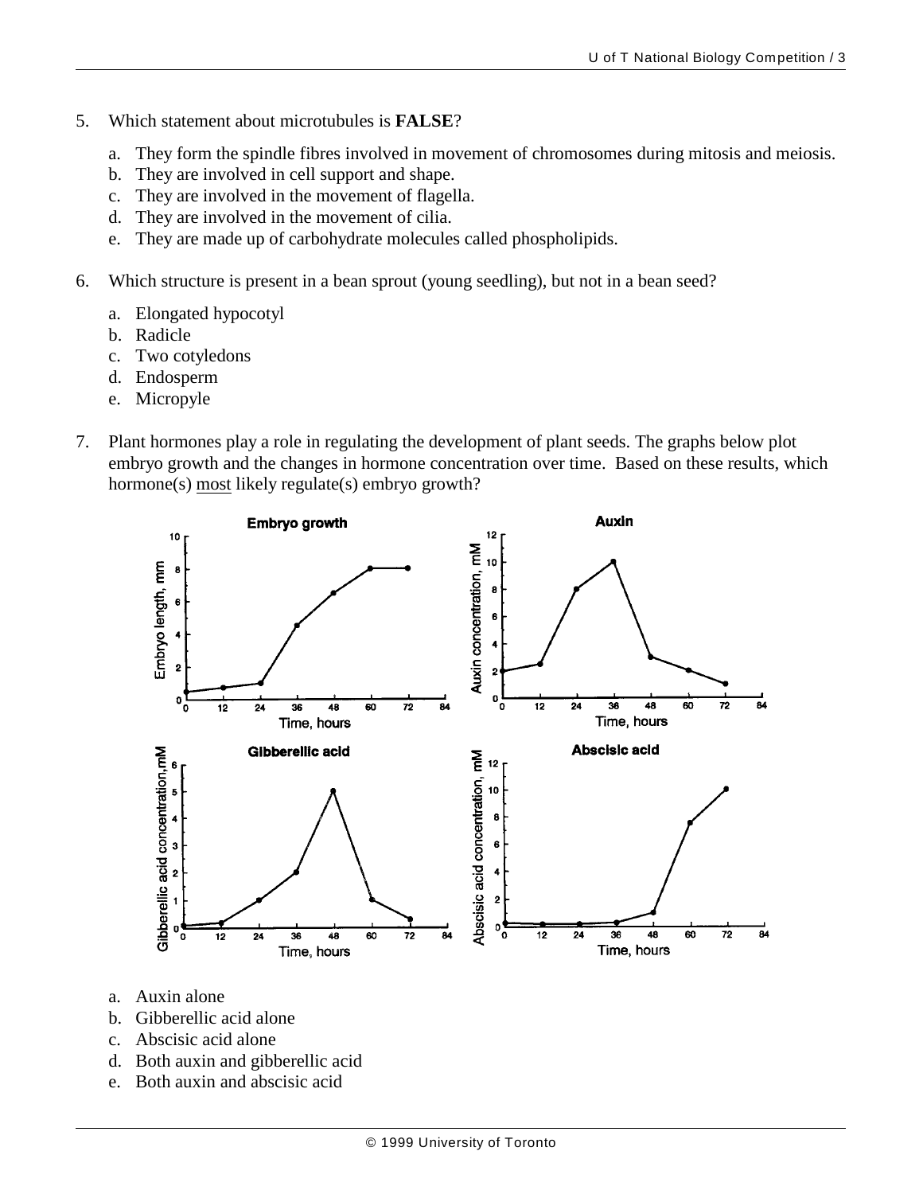5. Which statement about microtubules is **FALSE**?

   a. They form the spindle fibres involved in movement of chromosomes during mitosis and meiosis.
   b. They are involved in cell support and shape.
   c. They are involved in the movement of flagella.
   d. They are involved in the movement of cilia.
   e. They are made up of carbohydrate molecules called phospholipids.

6. Which structure is present in a bean sprout (young seedling), but not in a bean seed?

   a. Elongated hypocotyl
   b. Radicle
   c. Two cotyledons
   d. Endosperm
   e. Micropyle

7. Plant hormones play a role in regulating the development of plant seeds. The graphs below plot embryo growth and the changes in hormone concentration over time. Based on these results, which hormone(s) <u>most</u> likely regulate(s) embryo growth?

   a. Auxin alone
   b. Gibberellic acid alone
   c. Abscisic acid alone
   d. Both auxin and gibberellic acid
   e. Both auxin and abscisic acid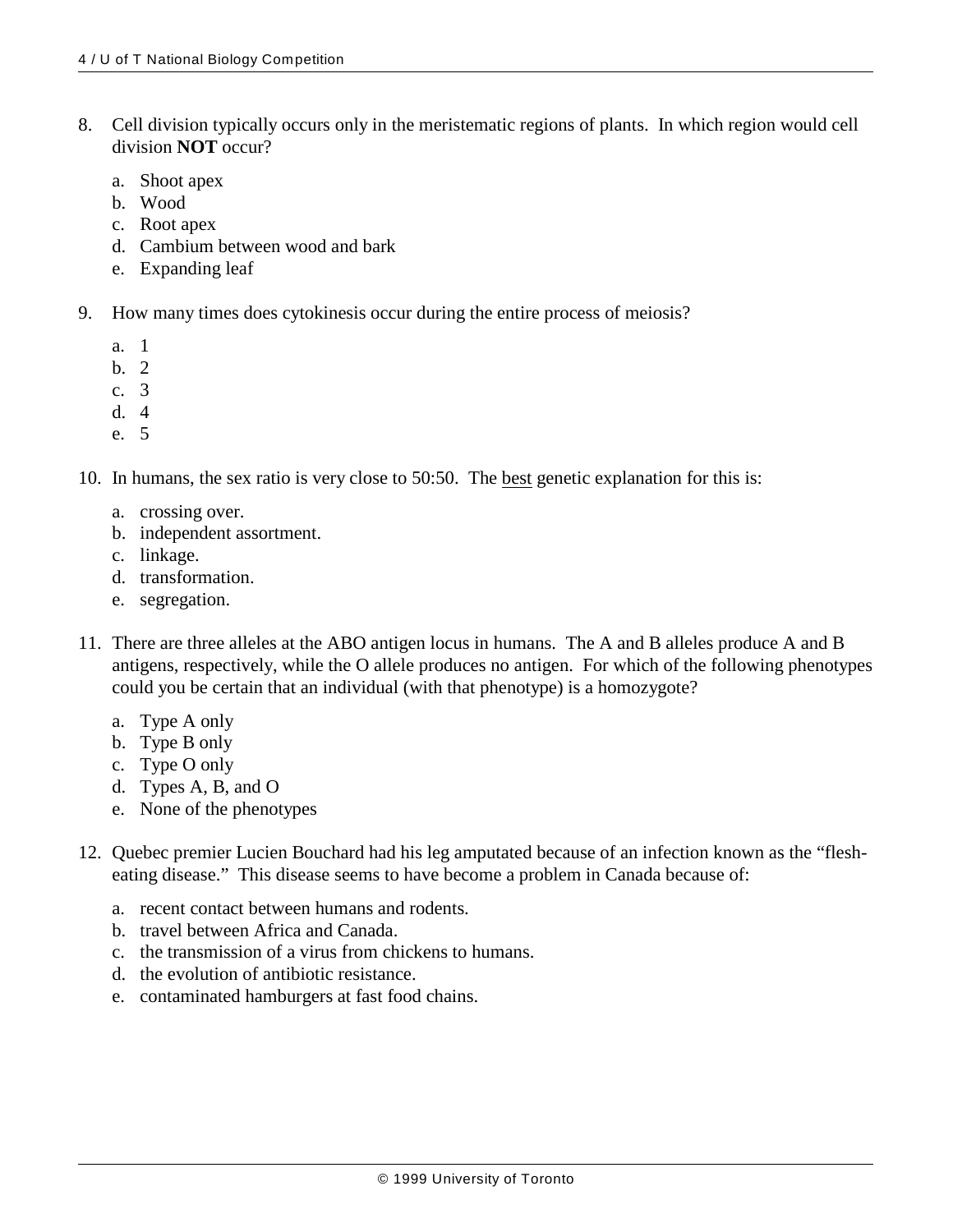8. Cell division typically occurs only in the meristematic regions of plants. In which region would cell division **NOT** occur?

   a. Shoot apex
   b. Wood
   c. Root apex
   d. Cambium between wood and bark
   e. Expanding leaf

9. How many times does cytokinesis occur during the entire process of meiosis?

   a. 1
   b. 2
   c. 3
   d. 4
   e. 5

10. In humans, the sex ratio is very close to 50:50. The best genetic explanation for this is:

    a. crossing over.
    b. independent assortment.
    c. linkage.
    d. transformation.
    e. segregation.

11. There are three alleles at the ABO antigen locus in humans. The A and B alleles produce A and B antigens, respectively, while the O allele produces no antigen. For which of the following phenotypes could you be certain that an individual (with that phenotype) is a homozygote?

    a. Type A only
    b. Type B only
    c. Type O only
    d. Types A, B, and O
    e. None of the phenotypes

12. Quebec premier Lucien Bouchard had his leg amputated because of an infection known as the "flesh-eating disease." This disease seems to have become a problem in Canada because of:

    a. recent contact between humans and rodents.
    b. travel between Africa and Canada.
    c. the transmission of a virus from chickens to humans.
    d. the evolution of antibiotic resistance.
    e. contaminated hamburgers at fast food chains.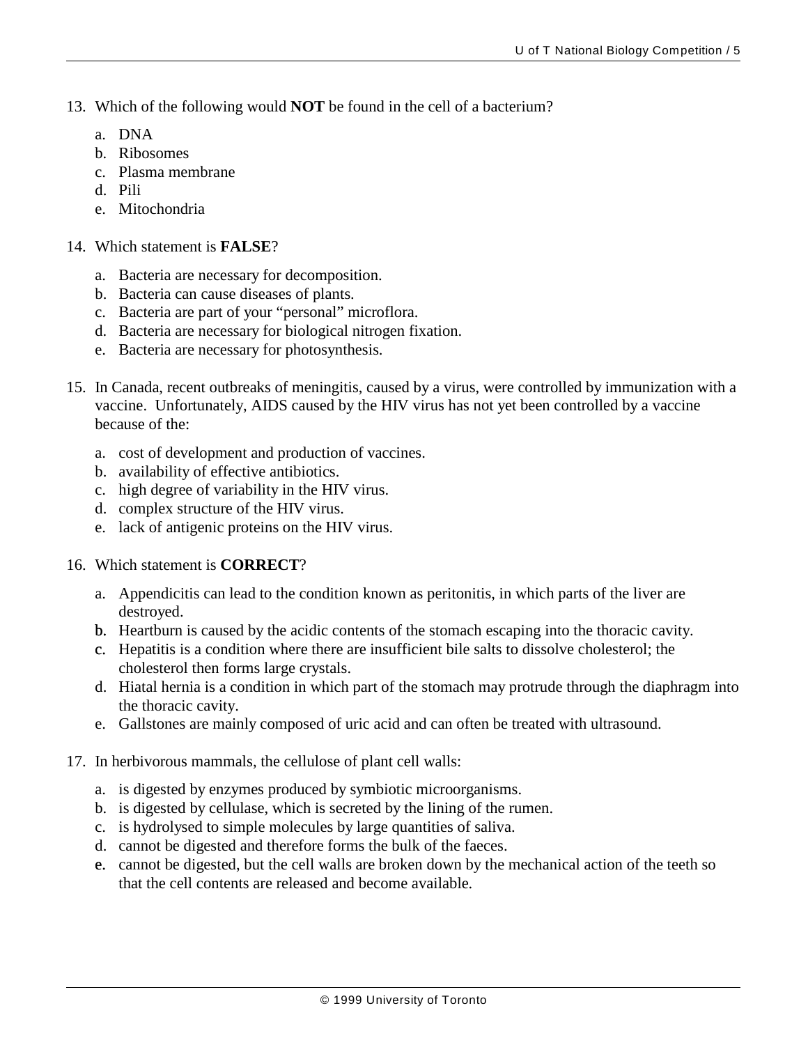13. Which of the following would **NOT** be found in the cell of a bacterium?

    a. DNA
    b. Ribosomes
    c. Plasma membrane
    d. Pili
    e. Mitochondria

14. Which statement is **FALSE**?

    a. Bacteria are necessary for decomposition.
    b. Bacteria can cause diseases of plants.
    c. Bacteria are part of your "personal" microflora.
    d. Bacteria are necessary for biological nitrogen fixation.
    e. Bacteria are necessary for photosynthesis.

15. In Canada, recent outbreaks of meningitis, caused by a virus, were controlled by immunization with a vaccine. Unfortunately, AIDS caused by the HIV virus has not yet been controlled by a vaccine because of the:

    a. cost of development and production of vaccines.
    b. availability of effective antibiotics.
    c. high degree of variability in the HIV virus.
    d. complex structure of the HIV virus.
    e. lack of antigenic proteins on the HIV virus.

16. Which statement is **CORRECT**?

    a. Appendicitis can lead to the condition known as peritonitis, in which parts of the liver are destroyed.
    b. Heartburn is caused by the acidic contents of the stomach escaping into the thoracic cavity.
    c. Hepatitis is a condition where there are insufficient bile salts to dissolve cholesterol; the cholesterol then forms large crystals.
    d. Hiatal hernia is a condition in which part of the stomach may protrude through the diaphragm into the thoracic cavity.
    e. Gallstones are mainly composed of uric acid and can often be treated with ultrasound.

17. In herbivorous mammals, the cellulose of plant cell walls:

    a. is digested by enzymes produced by symbiotic microorganisms.
    b. is digested by cellulase, which is secreted by the lining of the rumen.
    c. is hydrolysed to simple molecules by large quantities of saliva.
    d. cannot be digested and therefore forms the bulk of the faeces.
    e. cannot be digested, but the cell walls are broken down by the mechanical action of the teeth so that the cell contents are released and become available.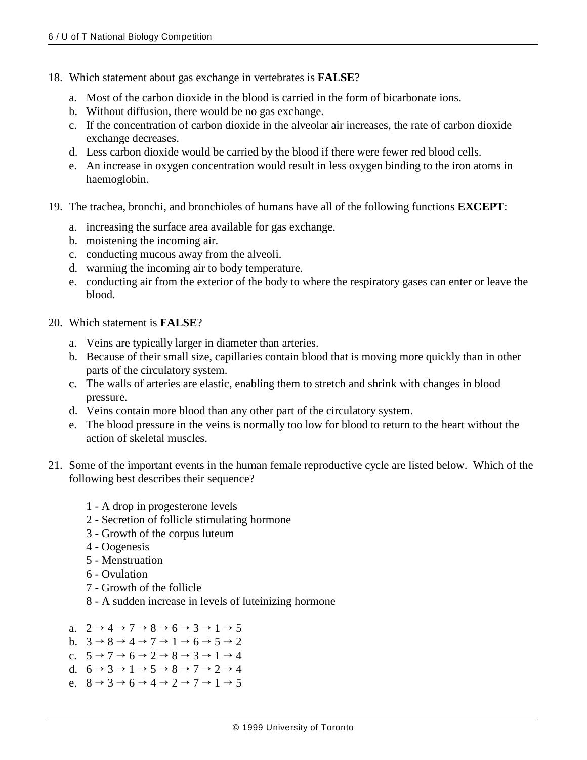18. Which statement about gas exchange in vertebrates is **FALSE**?

    a. Most of the carbon dioxide in the blood is carried in the form of bicarbonate ions.
    b. Without diffusion, there would be no gas exchange.
    c. If the concentration of carbon dioxide in the alveolar air increases, the rate of carbon dioxide exchange decreases.
    d. Less carbon dioxide would be carried by the blood if there were fewer red blood cells.
    e. An increase in oxygen concentration would result in less oxygen binding to the iron atoms in haemoglobin.

19. The trachea, bronchi, and bronchioles of humans have all of the following functions **EXCEPT**:

    a. increasing the surface area available for gas exchange.
    b. moistening the incoming air.
    c. conducting mucous away from the alveoli.
    d. warming the incoming air to body temperature.
    e. conducting air from the exterior of the body to where the respiratory gases can enter or leave the blood.

20. Which statement is **FALSE**?

    a. Veins are typically larger in diameter than arteries.
    b. Because of their small size, capillaries contain blood that is moving more quickly than in other parts of the circulatory system.
    c. The walls of arteries are elastic, enabling them to stretch and shrink with changes in blood pressure.
    d. Veins contain more blood than any other part of the circulatory system.
    e. The blood pressure in the veins is normally too low for blood to return to the heart without the action of skeletal muscles.

21. Some of the important events in the human female reproductive cycle are listed below. Which of the following best describes their sequence?

    1 - A drop in progesterone levels
    2 - Secretion of follicle stimulating hormone
    3 - Growth of the corpus luteum
    4 - Oogenesis
    5 - Menstruation
    6 - Ovulation
    7 - Growth of the follicle
    8 - A sudden increase in levels of luteinizing hormone

    a. 2 → 4 → 7 → 8 → 6 → 3 → 1 → 5
    b. 3 → 8 → 4 → 7 → 1 → 6 → 5 → 2
    c. 5 → 7 → 6 → 2 → 8 → 3 → 1 → 4
    d. 6 → 3 → 1 → 5 → 8 → 7 → 2 → 4
    e. 8 → 3 → 6 → 4 → 2 → 7 → 1 → 5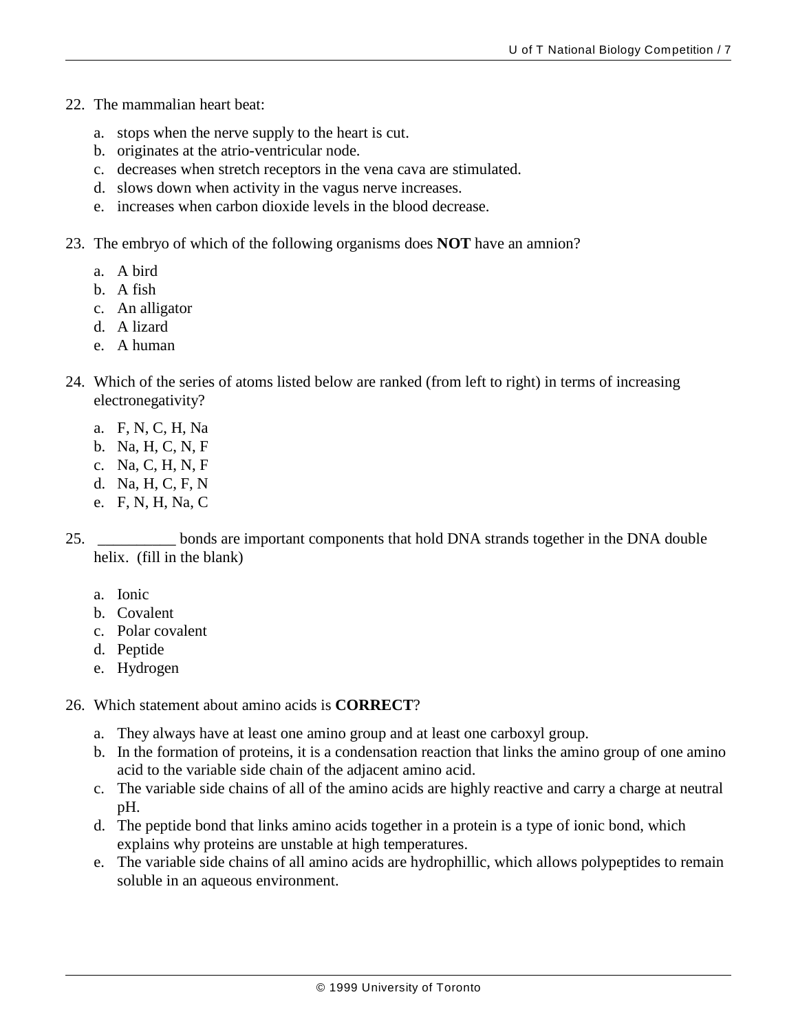22. The mammalian heart beat:

    a. stops when the nerve supply to the heart is cut.
    b. originates at the atrio-ventricular node.
    c. decreases when stretch receptors in the vena cava are stimulated.
    d. slows down when activity in the vagus nerve increases.
    e. increases when carbon dioxide levels in the blood decrease.

23. The embryo of which of the following organisms does **NOT** have an amnion?

    a. A bird
    b. A fish
    c. An alligator
    d. A lizard
    e. A human

24. Which of the series of atoms listed below are ranked (from left to right) in terms of increasing electronegativity?

    a. F, N, C, H, Na
    b. Na, H, C, N, F
    c. Na, C, H, N, F
    d. Na, H, C, F, N
    e. F, N, H, Na, C

25. __________ bonds are important components that hold DNA strands together in the DNA double helix. (fill in the blank)

    a. Ionic
    b. Covalent
    c. Polar covalent
    d. Peptide
    e. Hydrogen

26. Which statement about amino acids is **CORRECT**?

    a. They always have at least one amino group and at least one carboxyl group.
    b. In the formation of proteins, it is a condensation reaction that links the amino group of one amino acid to the variable side chain of the adjacent amino acid.
    c. The variable side chains of all of the amino acids are highly reactive and carry a charge at neutral pH.
    d. The peptide bond that links amino acids together in a protein is a type of ionic bond, which explains why proteins are unstable at high temperatures.
    e. The variable side chains of all amino acids are hydrophillic, which allows polypeptides to remain soluble in an aqueous environment.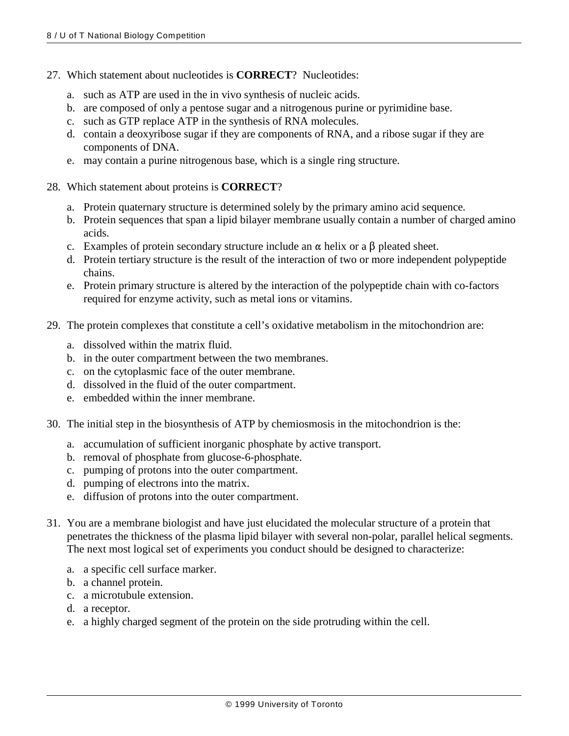27. Which statement about nucleotides is **CORRECT**? Nucleotides:

    a. such as ATP are used in the in vivo synthesis of nucleic acids.
    b. are composed of only a pentose sugar and a nitrogenous purine or pyrimidine base.
    c. such as GTP replace ATP in the synthesis of RNA molecules.
    d. contain a deoxyribose sugar if they are components of RNA, and a ribose sugar if they are components of DNA.
    e. may contain a purine nitrogenous base, which is a single ring structure.

28. Which statement about proteins is **CORRECT**?

    a. Protein quaternary structure is determined solely by the primary amino acid sequence.
    b. Protein sequences that span a lipid bilayer membrane usually contain a number of charged amino acids.
    c. Examples of protein secondary structure include an $\alpha$ helix or a $\beta$ pleated sheet.
    d. Protein tertiary structure is the result of the interaction of two or more independent polypeptide chains.
    e. Protein primary structure is altered by the interaction of the polypeptide chain with co-factors required for enzyme activity, such as metal ions or vitamins.

29. The protein complexes that constitute a cell's oxidative metabolism in the mitochondrion are:

    a. dissolved within the matrix fluid.
    b. in the outer compartment between the two membranes.
    c. on the cytoplasmic face of the outer membrane.
    d. dissolved in the fluid of the outer compartment.
    e. embedded within the inner membrane.

30. The initial step in the biosynthesis of ATP by chemiosmosis in the mitochondrion is the:

    a. accumulation of sufficient inorganic phosphate by active transport.
    b. removal of phosphate from glucose-6-phosphate.
    c. pumping of protons into the outer compartment.
    d. pumping of electrons into the matrix.
    e. diffusion of protons into the outer compartment.

31. You are a membrane biologist and have just elucidated the molecular structure of a protein that penetrates the thickness of the plasma lipid bilayer with several non-polar, parallel helical segments. The next most logical set of experiments you conduct should be designed to characterize:

    a. a specific cell surface marker.
    b. a channel protein.
    c. a microtubule extension.
    d. a receptor.
    e. a highly charged segment of the protein on the side protruding within the cell.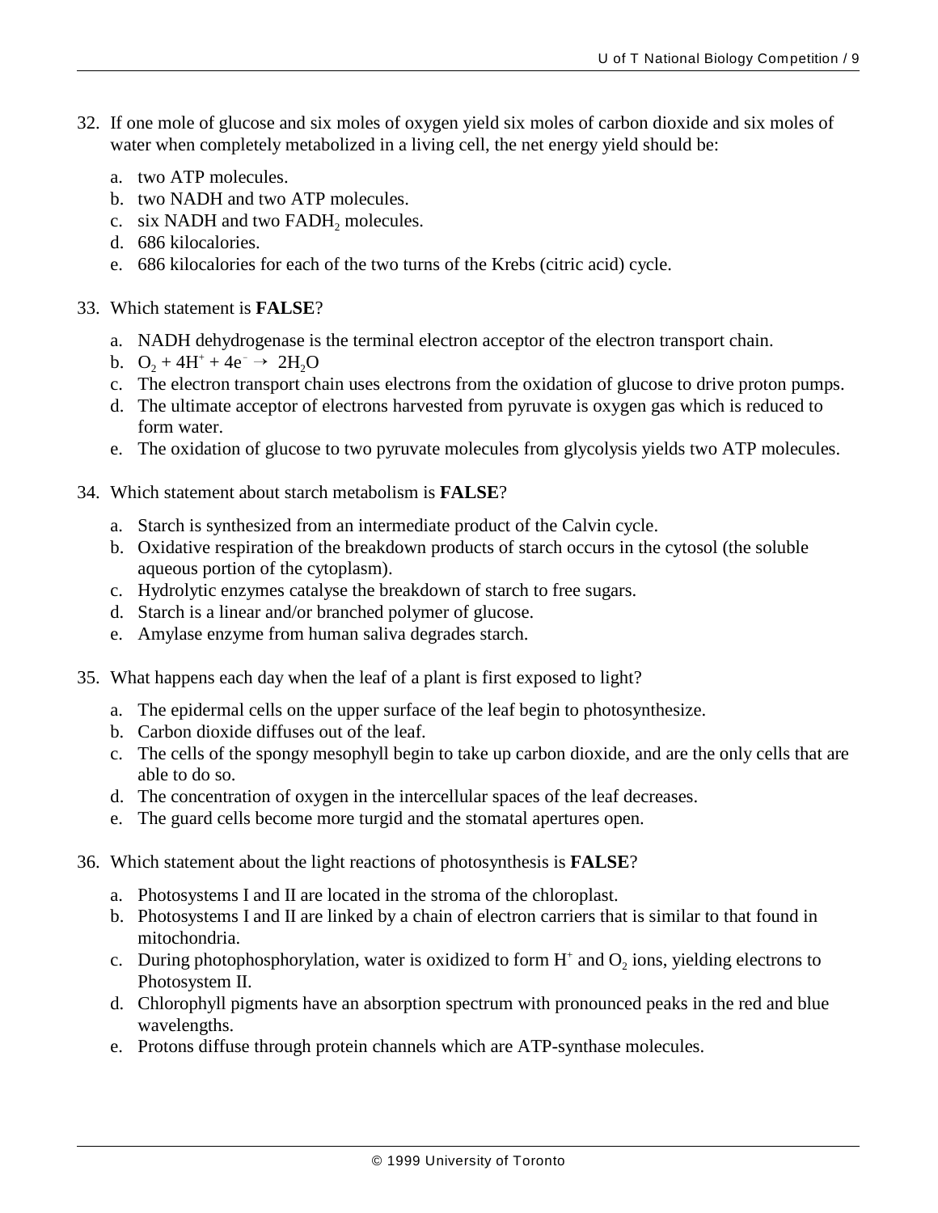32. If one mole of glucose and six moles of oxygen yield six moles of carbon dioxide and six moles of water when completely metabolized in a living cell, the net energy yield should be:

    a. two ATP molecules.
    b. two NADH and two ATP molecules.
    c. six NADH and two $FADH_2$ molecules.
    d. 686 kilocalories.
    e. 686 kilocalories for each of the two turns of the Krebs (citric acid) cycle.

33. Which statement is **FALSE**?

    a. NADH dehydrogenase is the terminal electron acceptor of the electron transport chain.
    b. $O_2 + 4H^+ + 4e^- \rightarrow 2H_2O$
    c. The electron transport chain uses electrons from the oxidation of glucose to drive proton pumps.
    d. The ultimate acceptor of electrons harvested from pyruvate is oxygen gas which is reduced to form water.
    e. The oxidation of glucose to two pyruvate molecules from glycolysis yields two ATP molecules.

34. Which statement about starch metabolism is **FALSE**?

    a. Starch is synthesized from an intermediate product of the Calvin cycle.
    b. Oxidative respiration of the breakdown products of starch occurs in the cytosol (the soluble aqueous portion of the cytoplasm).
    c. Hydrolytic enzymes catalyse the breakdown of starch to free sugars.
    d. Starch is a linear and/or branched polymer of glucose.
    e. Amylase enzyme from human saliva degrades starch.

35. What happens each day when the leaf of a plant is first exposed to light?

    a. The epidermal cells on the upper surface of the leaf begin to photosynthesize.
    b. Carbon dioxide diffuses out of the leaf.
    c. The cells of the spongy mesophyll begin to take up carbon dioxide, and are the only cells that are able to do so.
    d. The concentration of oxygen in the intercellular spaces of the leaf decreases.
    e. The guard cells become more turgid and the stomatal apertures open.

36. Which statement about the light reactions of photosynthesis is **FALSE**?

    a. Photosystems I and II are located in the stroma of the chloroplast.
    b. Photosystems I and II are linked by a chain of electron carriers that is similar to that found in mitochondria.
    c. During photophosphorylation, water is oxidized to form $H^+$ and $O_2$ ions, yielding electrons to Photosystem II.
    d. Chlorophyll pigments have an absorption spectrum with pronounced peaks in the red and blue wavelengths.
    e. Protons diffuse through protein channels which are ATP-synthase molecules.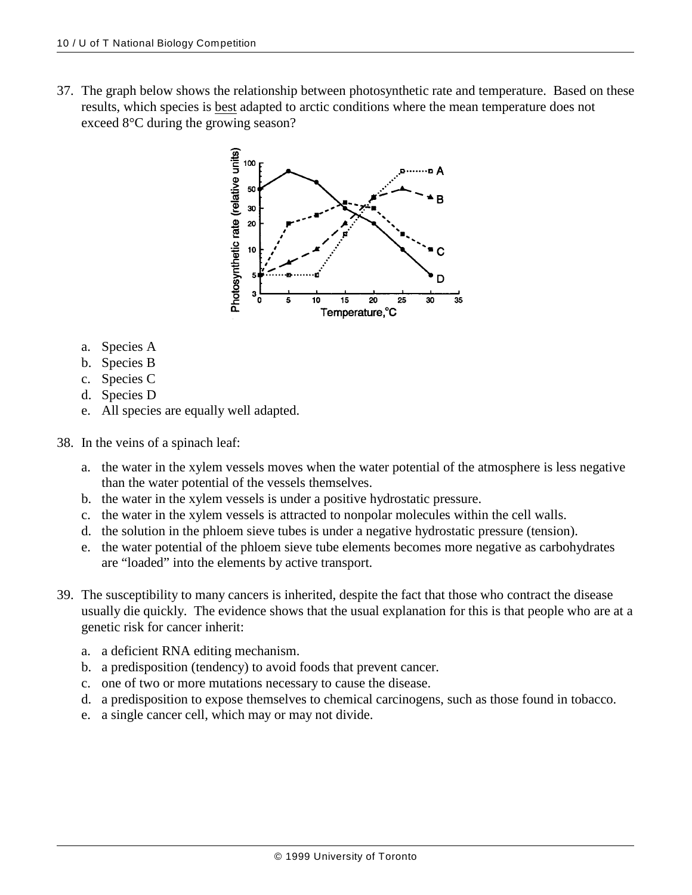37. The graph below shows the relationship between photosynthetic rate and temperature. Based on these results, which species is <u>best</u> adapted to arctic conditions where the mean temperature does not exceed 8°C during the growing season?

    a. Species A
    b. Species B
    c. Species C
    d. Species D
    e. All species are equally well adapted.

38. In the veins of a spinach leaf:

    a. the water in the xylem vessels moves when the water potential of the atmosphere is less negative than the water potential of the vessels themselves.
    b. the water in the xylem vessels is under a positive hydrostatic pressure.
    c. the water in the xylem vessels is attracted to nonpolar molecules within the cell walls.
    d. the solution in the phloem sieve tubes is under a negative hydrostatic pressure (tension).
    e. the water potential of the phloem sieve tube elements becomes more negative as carbohydrates are "loaded" into the elements by active transport.

39. The susceptibility to many cancers is inherited, despite the fact that those who contract the disease usually die quickly. The evidence shows that the usual explanation for this is that people who are at a genetic risk for cancer inherit:

    a. a deficient RNA editing mechanism.
    b. a predisposition (tendency) to avoid foods that prevent cancer.
    c. one of two or more mutations necessary to cause the disease.
    d. a predisposition to expose themselves to chemical carcinogens, such as those found in tobacco.
    e. a single cancer cell, which may or may not divide.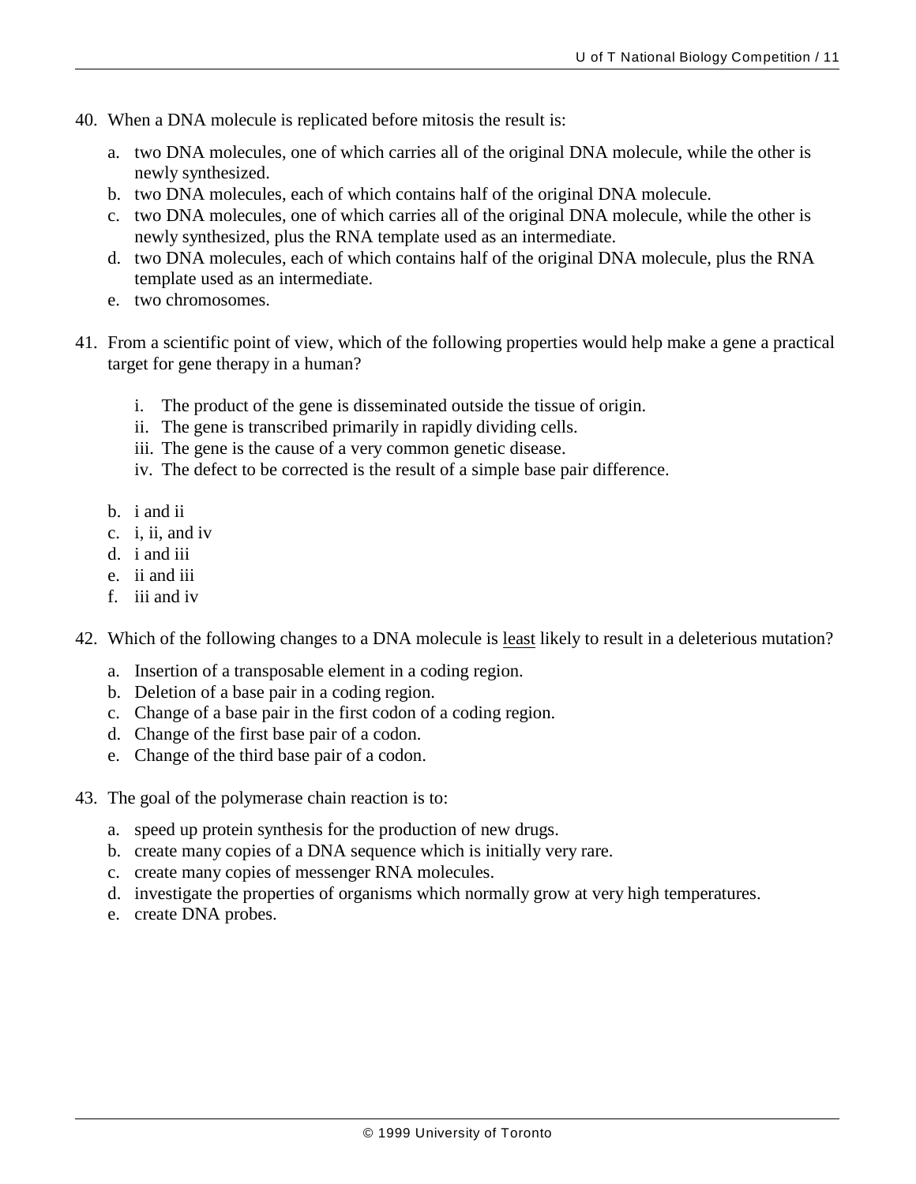40. When a DNA molecule is replicated before mitosis the result is:

    a. two DNA molecules, one of which carries all of the original DNA molecule, while the other is newly synthesized.
    b. two DNA molecules, each of which contains half of the original DNA molecule.
    c. two DNA molecules, one of which carries all of the original DNA molecule, while the other is newly synthesized, plus the RNA template used as an intermediate.
    d. two DNA molecules, each of which contains half of the original DNA molecule, plus the RNA template used as an intermediate.
    e. two chromosomes.

41. From a scientific point of view, which of the following properties would help make a gene a practical target for gene therapy in a human?

    i. The product of the gene is disseminated outside the tissue of origin.
    ii. The gene is transcribed primarily in rapidly dividing cells.
    iii. The gene is the cause of a very common genetic disease.
    iv. The defect to be corrected is the result of a simple base pair difference.

    b. i and ii
    c. i, ii, and iv
    d. i and iii
    e. ii and iii
    f. iii and iv

42. Which of the following changes to a DNA molecule is <u>least</u> likely to result in a deleterious mutation?

    a. Insertion of a transposable element in a coding region.
    b. Deletion of a base pair in a coding region.
    c. Change of a base pair in the first codon of a coding region.
    d. Change of the first base pair of a codon.
    e. Change of the third base pair of a codon.

43. The goal of the polymerase chain reaction is to:

    a. speed up protein synthesis for the production of new drugs.
    b. create many copies of a DNA sequence which is initially very rare.
    c. create many copies of messenger RNA molecules.
    d. investigate the properties of organisms which normally grow at very high temperatures.
    e. create DNA probes.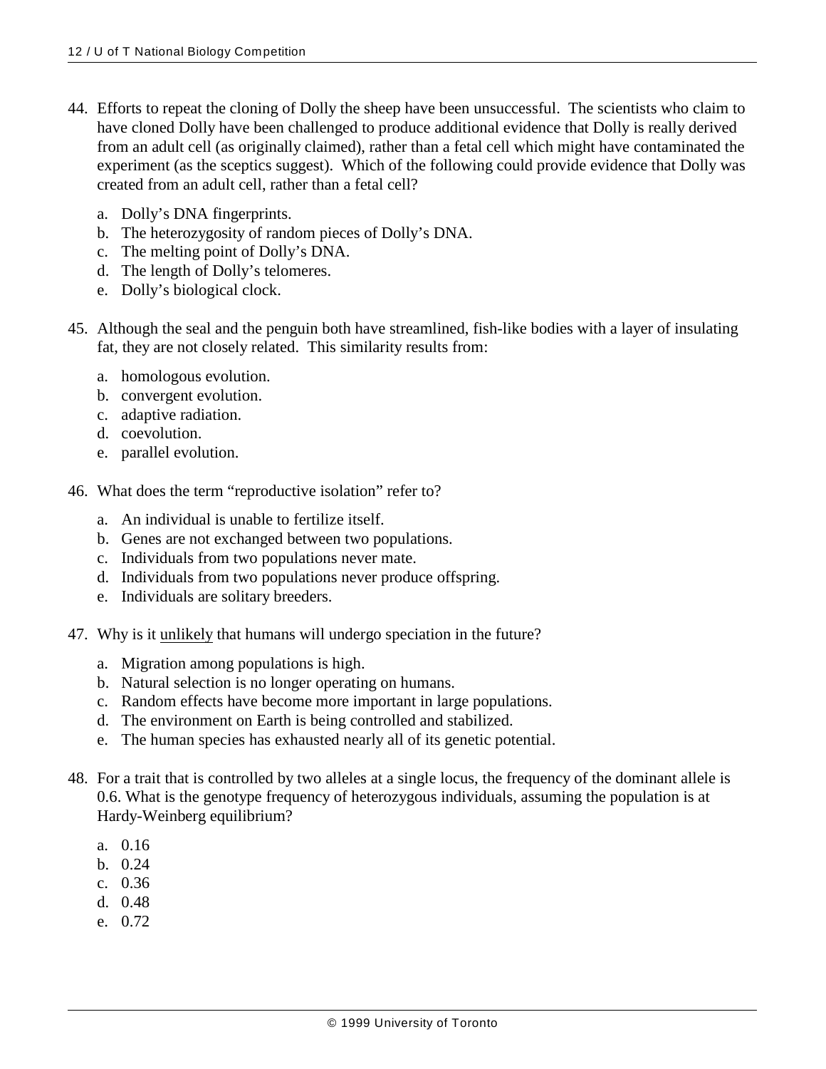44. Efforts to repeat the cloning of Dolly the sheep have been unsuccessful. The scientists who claim to have cloned Dolly have been challenged to produce additional evidence that Dolly is really derived from an adult cell (as originally claimed), rather than a fetal cell which might have contaminated the experiment (as the sceptics suggest). Which of the following could provide evidence that Dolly was created from an adult cell, rather than a fetal cell?

    a. Dolly's DNA fingerprints.
    b. The heterozygosity of random pieces of Dolly's DNA.
    c. The melting point of Dolly's DNA.
    d. The length of Dolly's telomeres.
    e. Dolly's biological clock.

45. Although the seal and the penguin both have streamlined, fish-like bodies with a layer of insulating fat, they are not closely related. This similarity results from:

    a. homologous evolution.
    b. convergent evolution.
    c. adaptive radiation.
    d. coevolution.
    e. parallel evolution.

46. What does the term "reproductive isolation" refer to?

    a. An individual is unable to fertilize itself.
    b. Genes are not exchanged between two populations.
    c. Individuals from two populations never mate.
    d. Individuals from two populations never produce offspring.
    e. Individuals are solitary breeders.

47. Why is it <u>unlikely</u> that humans will undergo speciation in the future?

    a. Migration among populations is high.
    b. Natural selection is no longer operating on humans.
    c. Random effects have become more important in large populations.
    d. The environment on Earth is being controlled and stabilized.
    e. The human species has exhausted nearly all of its genetic potential.

48. For a trait that is controlled by two alleles at a single locus, the frequency of the dominant allele is 0.6. What is the genotype frequency of heterozygous individuals, assuming the population is at Hardy-Weinberg equilibrium?

    a. 0.16
    b. 0.24
    c. 0.36
    d. 0.48
    e. 0.72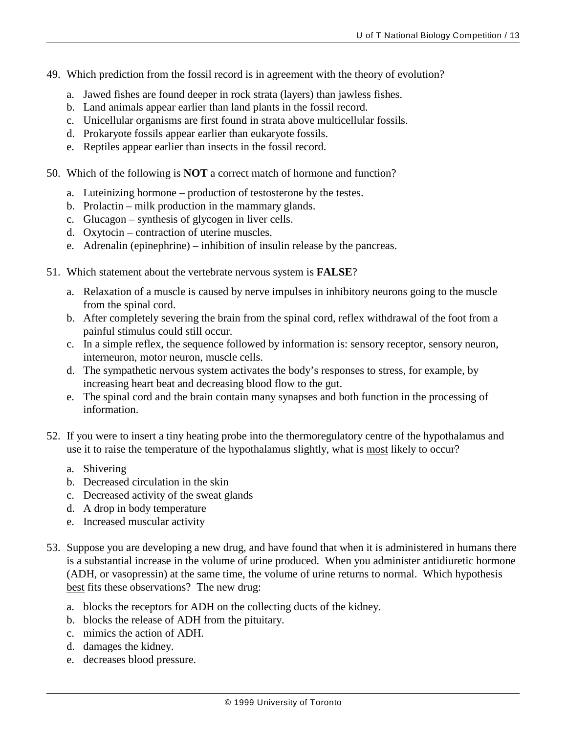49. Which prediction from the fossil record is in agreement with the theory of evolution?

    a. Jawed fishes are found deeper in rock strata (layers) than jawless fishes.
    b. Land animals appear earlier than land plants in the fossil record.
    c. Unicellular organisms are first found in strata above multicellular fossils.
    d. Prokaryote fossils appear earlier than eukaryote fossils.
    e. Reptiles appear earlier than insects in the fossil record.

50. Which of the following is **NOT** a correct match of hormone and function?

    a. Luteinizing hormone – production of testosterone by the testes.
    b. Prolactin – milk production in the mammary glands.
    c. Glucagon – synthesis of glycogen in liver cells.
    d. Oxytocin – contraction of uterine muscles.
    e. Adrenalin (epinephrine) – inhibition of insulin release by the pancreas.

51. Which statement about the vertebrate nervous system is **FALSE**?

    a. Relaxation of a muscle is caused by nerve impulses in inhibitory neurons going to the muscle from the spinal cord.
    b. After completely severing the brain from the spinal cord, reflex withdrawal of the foot from a painful stimulus could still occur.
    c. In a simple reflex, the sequence followed by information is: sensory receptor, sensory neuron, interneuron, motor neuron, muscle cells.
    d. The sympathetic nervous system activates the body's responses to stress, for example, by increasing heart beat and decreasing blood flow to the gut.
    e. The spinal cord and the brain contain many synapses and both function in the processing of information.

52. If you were to insert a tiny heating probe into the thermoregulatory centre of the hypothalamus and use it to raise the temperature of the hypothalamus slightly, what is most likely to occur?

    a. Shivering
    b. Decreased circulation in the skin
    c. Decreased activity of the sweat glands
    d. A drop in body temperature
    e. Increased muscular activity

53. Suppose you are developing a new drug, and have found that when it is administered in humans there is a substantial increase in the volume of urine produced. When you administer antidiuretic hormone (ADH, or vasopressin) at the same time, the volume of urine returns to normal. Which hypothesis best fits these observations? The new drug:

    a. blocks the receptors for ADH on the collecting ducts of the kidney.
    b. blocks the release of ADH from the pituitary.
    c. mimics the action of ADH.
    d. damages the kidney.
    e. decreases blood pressure.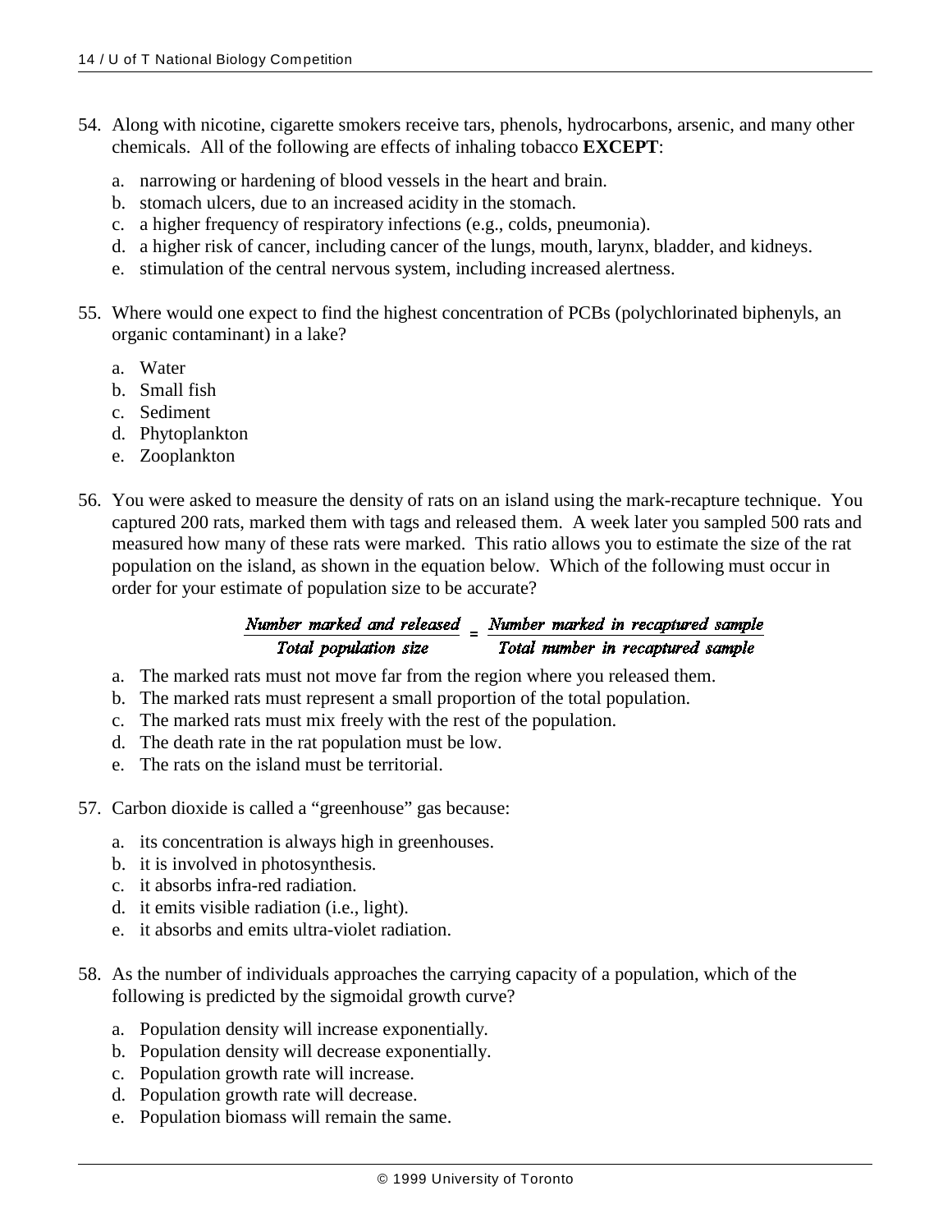54. Along with nicotine, cigarette smokers receive tars, phenols, hydrocarbons, arsenic, and many other chemicals. All of the following are effects of inhaling tobacco **EXCEPT**:

    a. narrowing or hardening of blood vessels in the heart and brain.
    b. stomach ulcers, due to an increased acidity in the stomach.
    c. a higher frequency of respiratory infections (e.g., colds, pneumonia).
    d. a higher risk of cancer, including cancer of the lungs, mouth, larynx, bladder, and kidneys.
    e. stimulation of the central nervous system, including increased alertness.

55. Where would one expect to find the highest concentration of PCBs (polychlorinated biphenyls, an organic contaminant) in a lake?

    a. Water
    b. Small fish
    c. Sediment
    d. Phytoplankton
    e. Zooplankton

56. You were asked to measure the density of rats on an island using the mark-recapture technique. You captured 200 rats, marked them with tags and released them. A week later you sampled 500 rats and measured how many of these rats were marked. This ratio allows you to estimate the size of the rat population on the island, as shown in the equation below. Which of the following must occur in order for your estimate of population size to be accurate?

$$\frac{\textit{Number marked and released}}{\textit{Total population size}} = \frac{\textit{Number marked in recaptured sample}}{\textit{Total number in recaptured sample}}$$

    a. The marked rats must not move far from the region where you released them.
    b. The marked rats must represent a small proportion of the total population.
    c. The marked rats must mix freely with the rest of the population.
    d. The death rate in the rat population must be low.
    e. The rats on the island must be territorial.

57. Carbon dioxide is called a “greenhouse” gas because:

    a. its concentration is always high in greenhouses.
    b. it is involved in photosynthesis.
    c. it absorbs infra-red radiation.
    d. it emits visible radiation (i.e., light).
    e. it absorbs and emits ultra-violet radiation.

58. As the number of individuals approaches the carrying capacity of a population, which of the following is predicted by the sigmoidal growth curve?

    a. Population density will increase exponentially.
    b. Population density will decrease exponentially.
    c. Population growth rate will increase.
    d. Population growth rate will decrease.
    e. Population biomass will remain the same.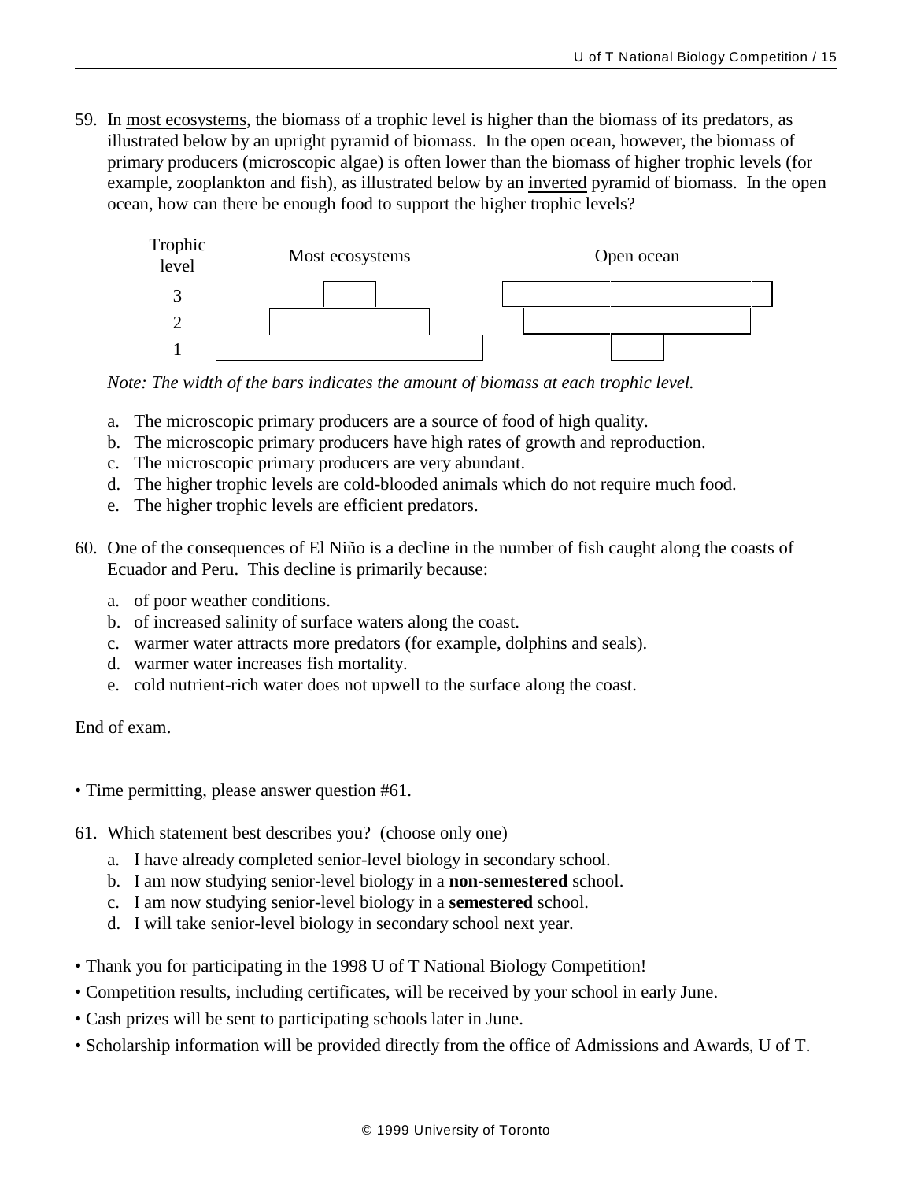59. In <u>most ecosystems</u>, the biomass of a trophic level is higher than the biomass of its predators, as illustrated below by an <u>upright</u> pyramid of biomass. In the <u>open ocean</u>, however, the biomass of primary producers (microscopic algae) is often lower than the biomass of higher trophic levels (for example, zooplankton and fish), as illustrated below by an <u>inverted</u> pyramid of biomass. In the open ocean, how can there be enough food to support the higher trophic levels?

Trophic level

Most ecosystems

Open ocean

3

2

1

*Note: The width of the bars indicates the amount of biomass at each trophic level.*

a. The microscopic primary producers are a source of food of high quality.
b. The microscopic primary producers have high rates of growth and reproduction.
c. The microscopic primary producers are very abundant.
d. The higher trophic levels are cold-blooded animals which do not require much food.
e. The higher trophic levels are efficient predators.

60. One of the consequences of El Niño is a decline in the number of fish caught along the coasts of Ecuador and Peru. This decline is primarily because:

a. of poor weather conditions.
b. of increased salinity of surface waters along the coast.
c. warmer water attracts more predators (for example, dolphins and seals).
d. warmer water increases fish mortality.
e. cold nutrient-rich water does not upwell to the surface along the coast.

End of exam.

• Time permitting, please answer question #61.

61. Which statement <u>best</u> describes you? (choose <u>only</u> one)

a. I have already completed senior-level biology in secondary school.
b. I am now studying senior-level biology in a **non-semestered** school.
c. I am now studying senior-level biology in a **semestered** school.
d. I will take senior-level biology in secondary school next year.

• Thank you for participating in the 1998 U of T National Biology Competition!
• Competition results, including certificates, will be received by your school in early June.
• Cash prizes will be sent to participating schools later in June.
• Scholarship information will be provided directly from the office of Admissions and Awards, U of T.